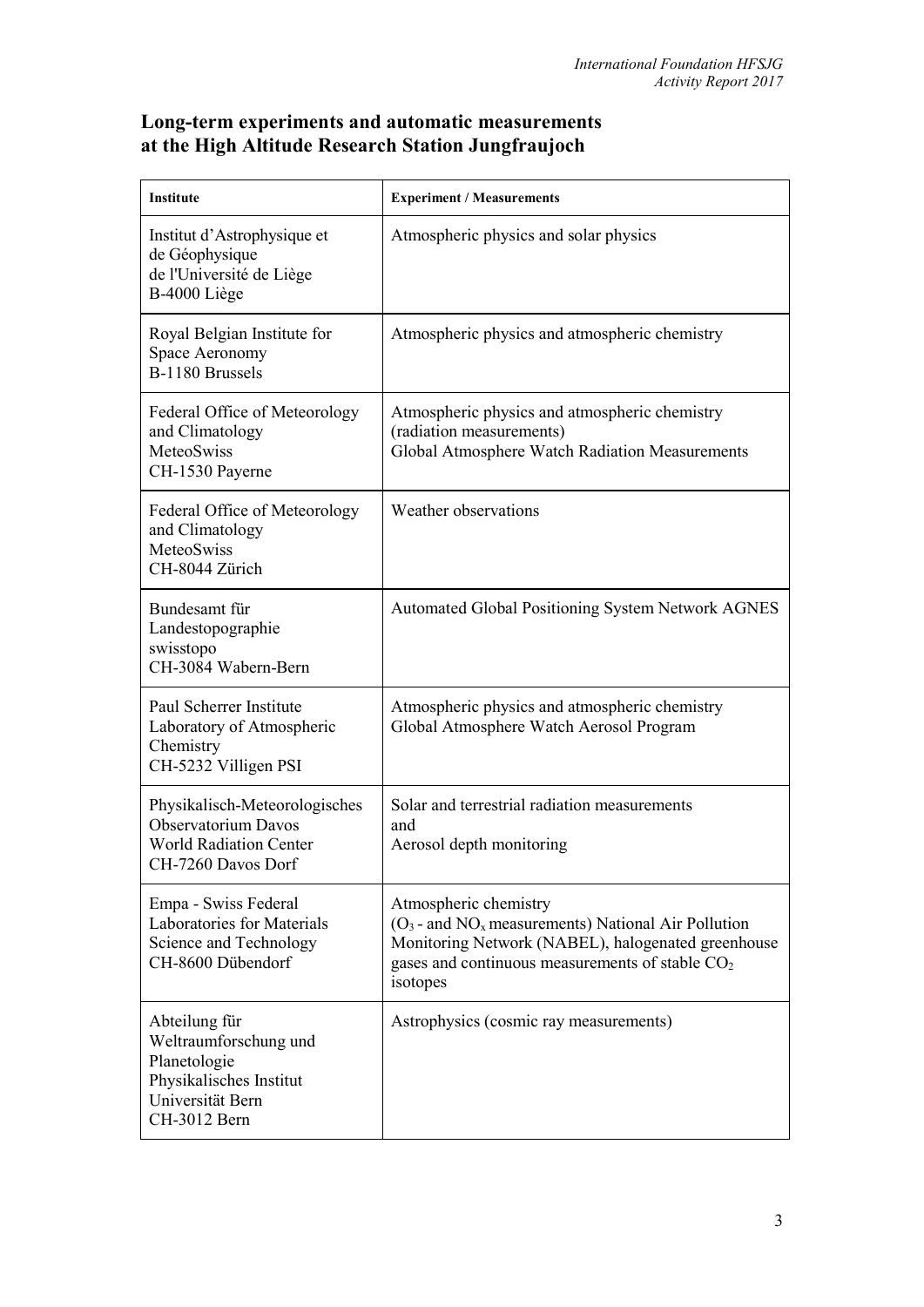## Long-term experiments and automatic measurements at the High Altitude Research Station Jungfraujoch

| **Institute** | **Experiment / Measurements** |
|---|---|
| Institut d'Astrophysique et de Géophysique de l'Université de Liège B-4000 Liège | Atmospheric physics and solar physics |
| Royal Belgian Institute for Space Aeronomy B-1180 Brussels | Atmospheric physics and atmospheric chemistry |
| Federal Office of Meteorology and Climatology MeteoSwiss CH-1530 Payerne | Atmospheric physics and atmospheric chemistry (radiation measurements) Global Atmosphere Watch Radiation Measurements |
| Federal Office of Meteorology and Climatology MeteoSwiss CH-8044 Zürich | Weather observations |
| Bundesamt für Landestopographie swisstopo CH-3084 Wabern-Bern | Automated Global Positioning System Network AGNES |
| Paul Scherrer Institute Laboratory of Atmospheric Chemistry CH-5232 Villigen PSI | Atmospheric physics and atmospheric chemistry Global Atmosphere Watch Aerosol Program |
| Physikalisch-Meteorologisches Observatorium Davos World Radiation Center CH-7260 Davos Dorf | Solar and terrestrial radiation measurements and Aerosol depth monitoring |
| Empa - Swiss Federal Laboratories for Materials Science and Technology CH-8600 Dübendorf | Atmospheric chemistry ($O_3$ - and $NO_x$ measurements) National Air Pollution Monitoring Network (NABEL), halogenated greenhouse gases and continuous measurements of stable $CO_2$ isotopes |
| Abteilung für Weltraumforschung und Planetologie Physikalisches Institut Universität Bern CH-3012 Bern | Astrophysics (cosmic ray measurements) |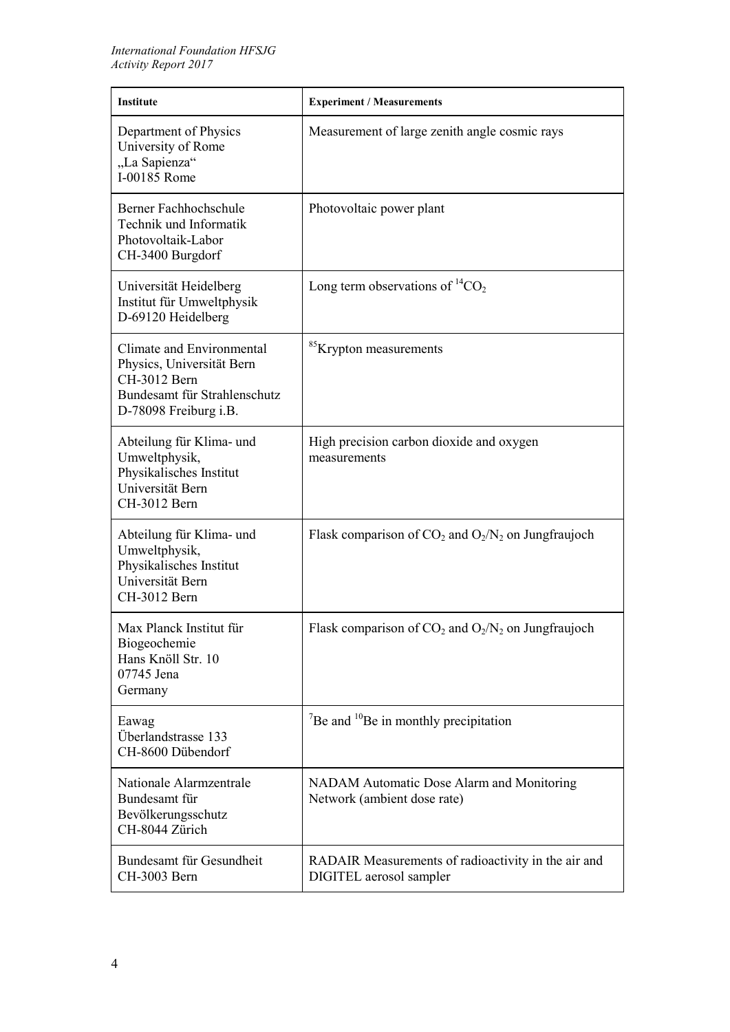| Institute | Experiment / Measurements |
| --- | --- |
| Department of Physics<br>University of Rome<br>„La Sapienza“<br>I-00185 Rome | Measurement of large zenith angle cosmic rays |
| Berner Fachhochschule<br>Technik und Informatik<br>Photovoltaik-Labor<br>CH-3400 Burgdorf | Photovoltaic power plant |
| Universität Heidelberg<br>Institut für Umweltphysik<br>D-69120 Heidelberg | Long term observations of $^{14}CO_2$ |
| Climate and Environmental Physics, Universität Bern<br>CH-3012 Bern<br>Bundesamt für Strahlenschutz<br>D-78098 Freiburg i.B. | $^{85}$Krypton measurements |
| Abteilung für Klima- und Umweltphysik,<br>Physikalisches Institut<br>Universität Bern<br>CH-3012 Bern | High precision carbon dioxide and oxygen measurements |
| Abteilung für Klima- und Umweltphysik,<br>Physikalisches Institut<br>Universität Bern<br>CH-3012 Bern | Flask comparison of $CO_2$ and $O_2/N_2$ on Jungfraujoch |
| Max Planck Institut für Biogeochemie<br>Hans Knöll Str. 10<br>07745 Jena<br>Germany | Flask comparison of $CO_2$ and $O_2/N_2$ on Jungfraujoch |
| Eawag<br>Überlandstrasse 133<br>CH-8600 Dübendorf | $^{7}$Be and $^{10}$Be in monthly precipitation |
| Nationale Alarmzentrale<br>Bundesamt für Bevölkerungsschutz<br>CH-8044 Zürich | NADAM Automatic Dose Alarm and Monitoring Network (ambient dose rate) |
| Bundesamt für Gesundheit<br>CH-3003 Bern | RADAIR Measurements of radioactivity in the air and DIGITEL aerosol sampler |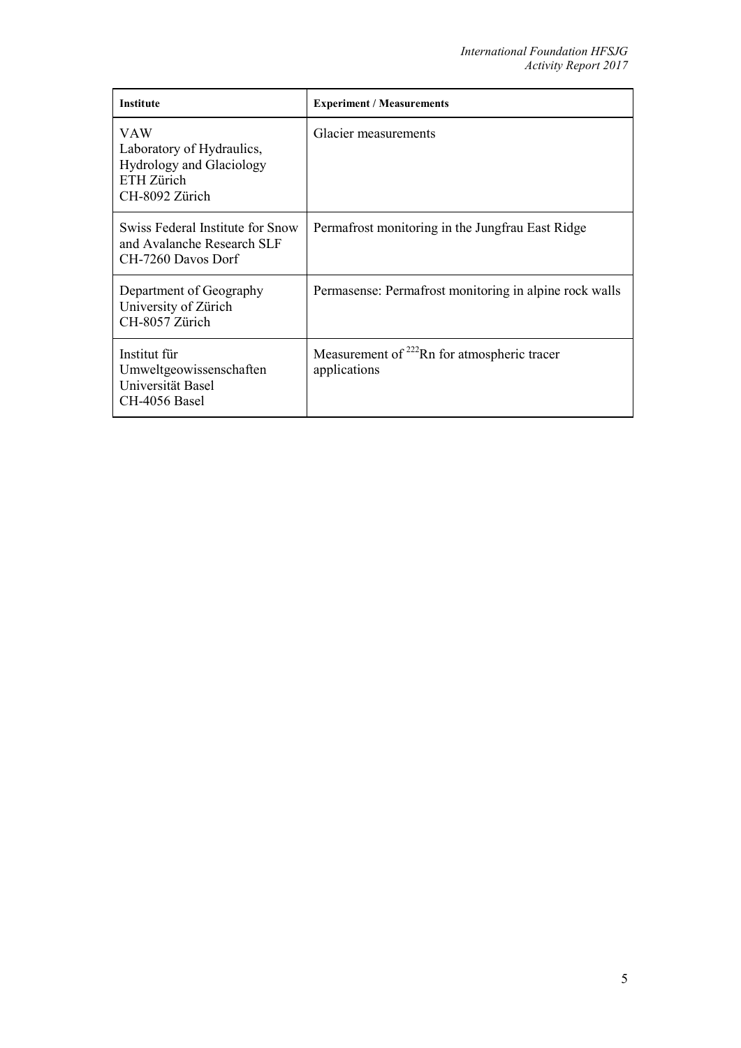| Institute | Experiment / Measurements |
|---|---|
| VAW<br>Laboratory of Hydraulics, Hydrology and Glaciology<br>ETH Zürich<br>CH-8092 Zürich | Glacier measurements |
| Swiss Federal Institute for Snow and Avalanche Research SLF<br>CH-7260 Davos Dorf | Permafrost monitoring in the Jungfrau East Ridge |
| Department of Geography<br>University of Zürich<br>CH-8057 Zürich | Permasense: Permafrost monitoring in alpine rock walls |
| Institut für Umweltgeowissenschaften<br>Universität Basel<br>CH-4056 Basel | Measurement of $^{222}Rn$ for atmospheric tracer applications |